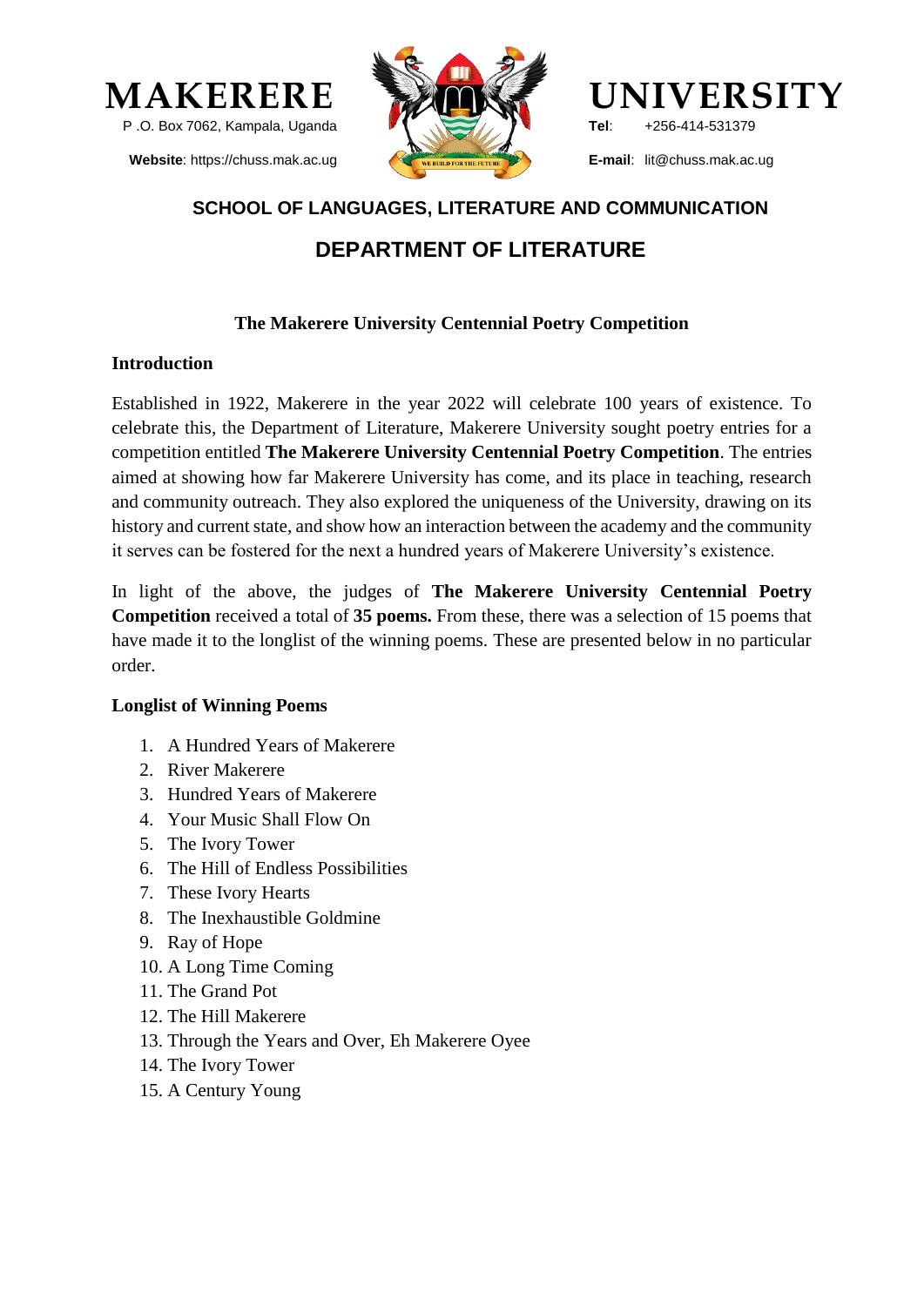# MAKERERE UNIVERSITY

P .O. Box 7062, Kampala, Uganda

**Website**: https://chuss.mak.ac.ug

**Tel**: +256-414-531379

**E-mail**: lit@chuss.mak.ac.ug

## SCHOOL OF LANGUAGES, LITERATURE AND COMMUNICATION

## DEPARTMENT OF LITERATURE

### The Makerere University Centennial Poetry Competition

**Introduction**

Established in 1922, Makerere in the year 2022 will celebrate 100 years of existence. To celebrate this, the Department of Literature, Makerere University sought poetry entries for a competition entitled **The Makerere University Centennial Poetry Competition**. The entries aimed at showing how far Makerere University has come, and its place in teaching, research and community outreach. They also explored the uniqueness of the University, drawing on its history and current state, and show how an interaction between the academy and the community it serves can be fostered for the next a hundred years of Makerere University's existence.

In light of the above, the judges of **The Makerere University Centennial Poetry Competition** received a total of **35 poems.** From these, there was a selection of 15 poems that have made it to the longlist of the winning poems. These are presented below in no particular order.

**Longlist of Winning Poems**

1. A Hundred Years of Makerere
2. River Makerere
3. Hundred Years of Makerere
4. Your Music Shall Flow On
5. The Ivory Tower
6. The Hill of Endless Possibilities
7. These Ivory Hearts
8. The Inexhaustible Goldmine
9. Ray of Hope
10. A Long Time Coming
11. The Grand Pot
12. The Hill Makerere
13. Through the Years and Over, Eh Makerere Oyee
14. The Ivory Tower
15. A Century Young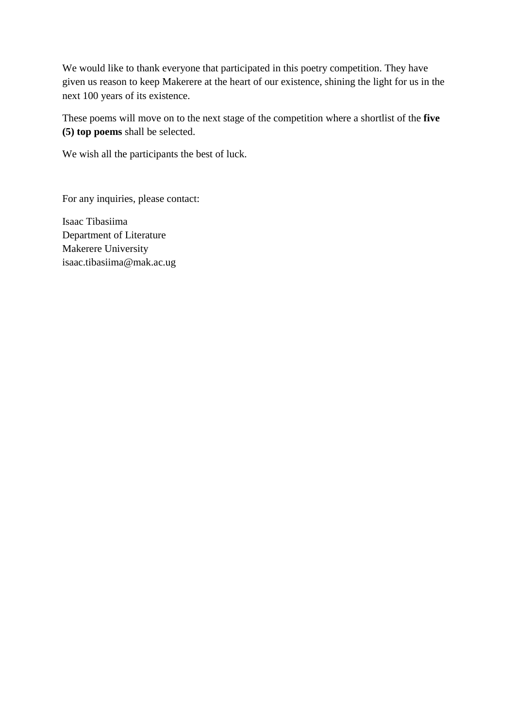We would like to thank everyone that participated in this poetry competition. They have given us reason to keep Makerere at the heart of our existence, shining the light for us in the next 100 years of its existence.

These poems will move on to the next stage of the competition where a shortlist of the **five (5) top poems** shall be selected.

We wish all the participants the best of luck.

For any inquiries, please contact:

Isaac Tibasiima
Department of Literature
Makerere University
isaac.tibasiima@mak.ac.ug